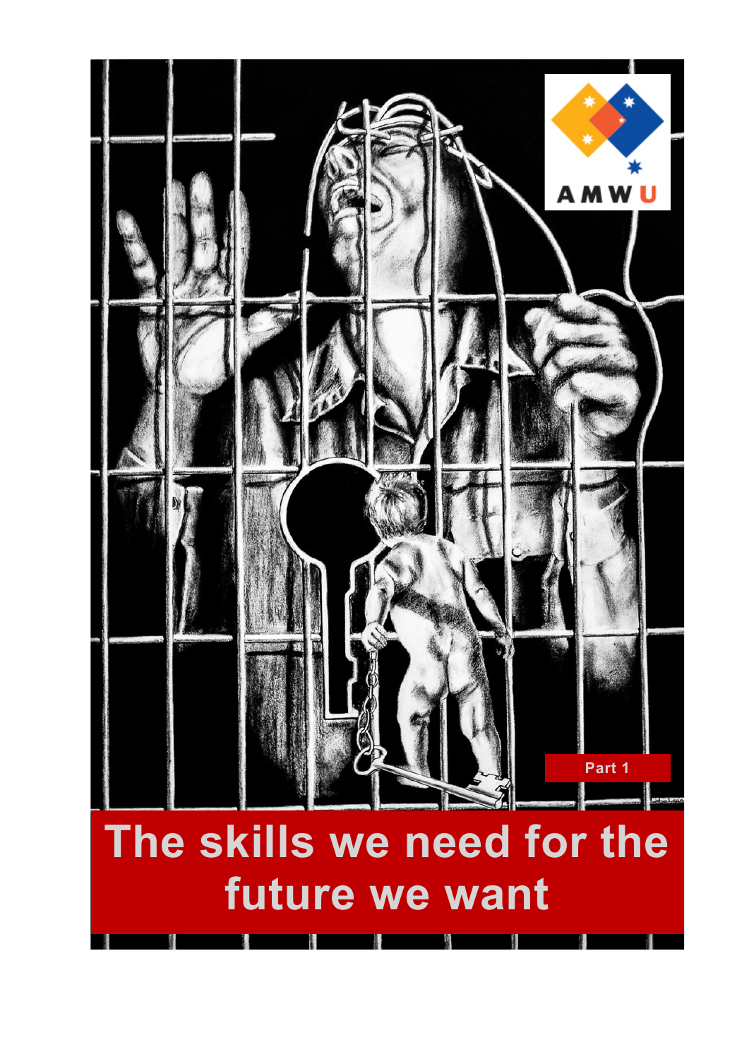AMWU

Part 1

# The skills we need for the future we want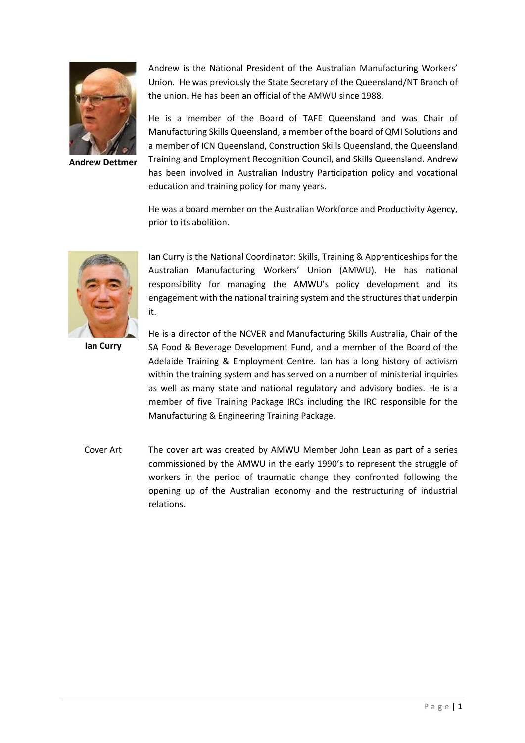**Andrew Dettmer**

Andrew is the National President of the Australian Manufacturing Workers' Union. He was previously the State Secretary of the Queensland/NT Branch of the union. He has been an official of the AMWU since 1988.

He is a member of the Board of TAFE Queensland and was Chair of Manufacturing Skills Queensland, a member of the board of QMI Solutions and a member of ICN Queensland, Construction Skills Queensland, the Queensland Training and Employment Recognition Council, and Skills Queensland. Andrew has been involved in Australian Industry Participation policy and vocational education and training policy for many years.

He was a board member on the Australian Workforce and Productivity Agency, prior to its abolition.

**Ian Curry**

Ian Curry is the National Coordinator: Skills, Training & Apprenticeships for the Australian Manufacturing Workers' Union (AMWU). He has national responsibility for managing the AMWU's policy development and its engagement with the national training system and the structures that underpin it.

He is a director of the NCVER and Manufacturing Skills Australia, Chair of the SA Food & Beverage Development Fund, and a member of the Board of the Adelaide Training & Employment Centre. Ian has a long history of activism within the training system and has served on a number of ministerial inquiries as well as many state and national regulatory and advisory bodies. He is a member of five Training Package IRCs including the IRC responsible for the Manufacturing & Engineering Training Package.

Cover Art

The cover art was created by AMWU Member John Lean as part of a series commissioned by the AMWU in the early 1990's to represent the struggle of workers in the period of traumatic change they confronted following the opening up of the Australian economy and the restructuring of industrial relations.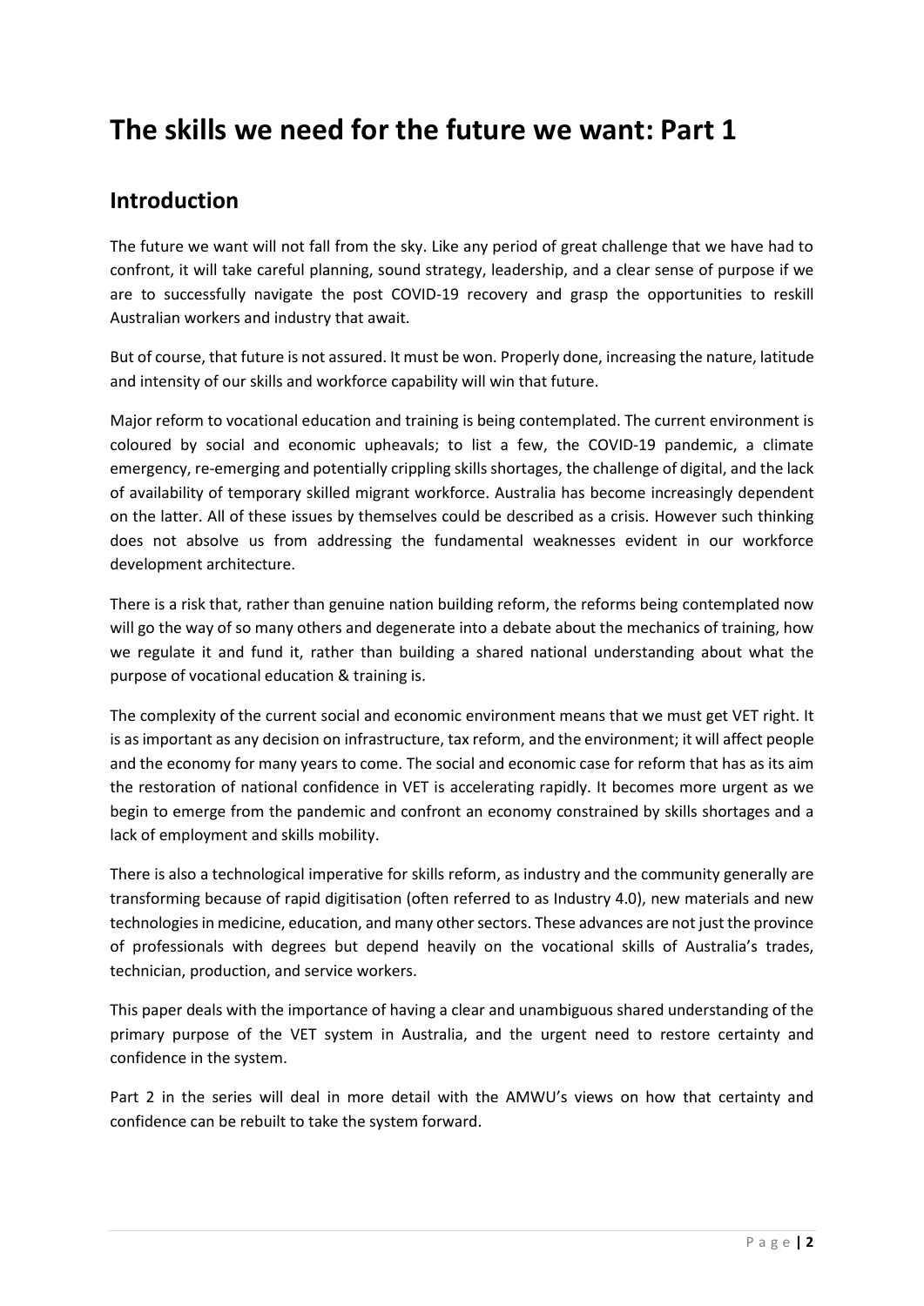# The skills we need for the future we want: Part 1

## Introduction

The future we want will not fall from the sky. Like any period of great challenge that we have had to confront, it will take careful planning, sound strategy, leadership, and a clear sense of purpose if we are to successfully navigate the post COVID-19 recovery and grasp the opportunities to reskill Australian workers and industry that await.

But of course, that future is not assured. It must be won. Properly done, increasing the nature, latitude and intensity of our skills and workforce capability will win that future.

Major reform to vocational education and training is being contemplated. The current environment is coloured by social and economic upheavals; to list a few, the COVID-19 pandemic, a climate emergency, re-emerging and potentially crippling skills shortages, the challenge of digital, and the lack of availability of temporary skilled migrant workforce. Australia has become increasingly dependent on the latter. All of these issues by themselves could be described as a crisis. However such thinking does not absolve us from addressing the fundamental weaknesses evident in our workforce development architecture.

There is a risk that, rather than genuine nation building reform, the reforms being contemplated now will go the way of so many others and degenerate into a debate about the mechanics of training, how we regulate it and fund it, rather than building a shared national understanding about what the purpose of vocational education & training is.

The complexity of the current social and economic environment means that we must get VET right. It is as important as any decision on infrastructure, tax reform, and the environment; it will affect people and the economy for many years to come. The social and economic case for reform that has as its aim the restoration of national confidence in VET is accelerating rapidly. It becomes more urgent as we begin to emerge from the pandemic and confront an economy constrained by skills shortages and a lack of employment and skills mobility.

There is also a technological imperative for skills reform, as industry and the community generally are transforming because of rapid digitisation (often referred to as Industry 4.0), new materials and new technologies in medicine, education, and many other sectors. These advances are not just the province of professionals with degrees but depend heavily on the vocational skills of Australia's trades, technician, production, and service workers.

This paper deals with the importance of having a clear and unambiguous shared understanding of the primary purpose of the VET system in Australia, and the urgent need to restore certainty and confidence in the system.

Part 2 in the series will deal in more detail with the AMWU's views on how that certainty and confidence can be rebuilt to take the system forward.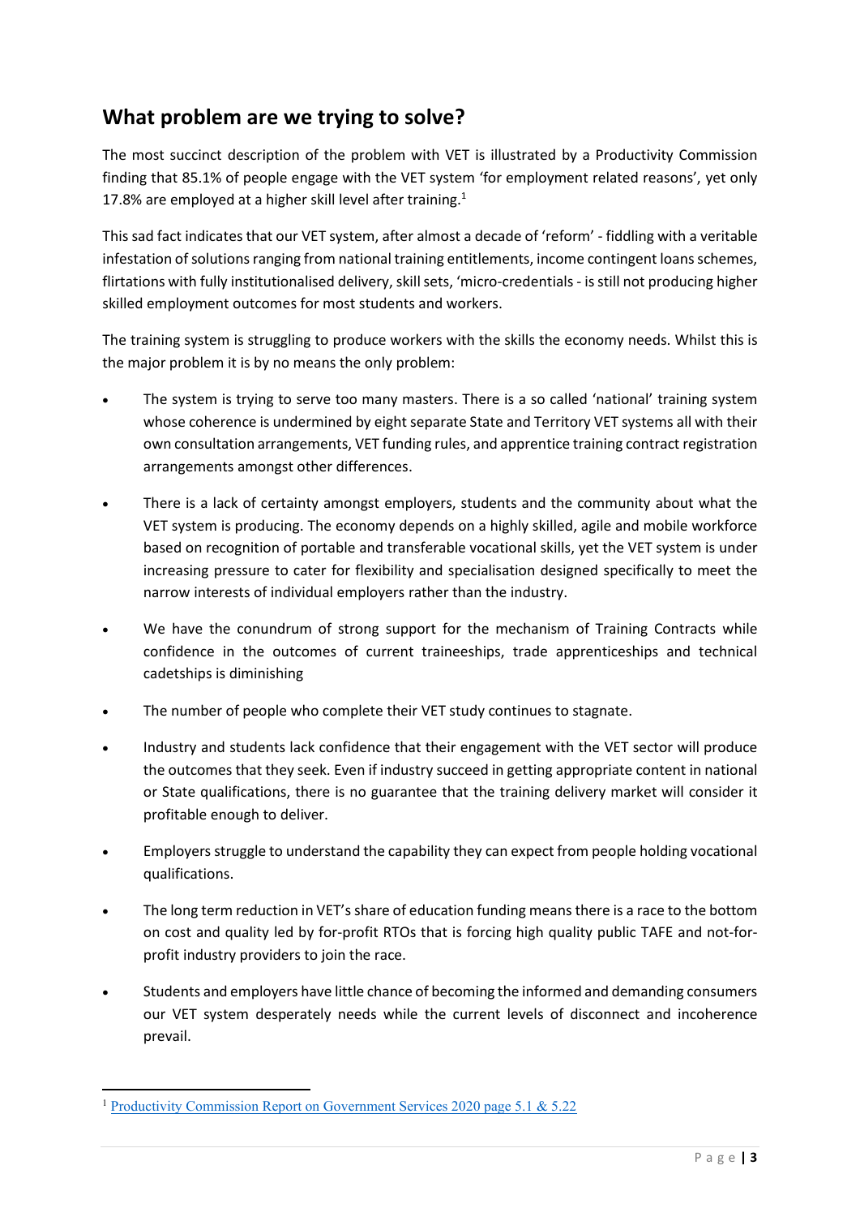## What problem are we trying to solve?

The most succinct description of the problem with VET is illustrated by a Productivity Commission finding that 85.1% of people engage with the VET system 'for employment related reasons', yet only 17.8% are employed at a higher skill level after training.[1]

This sad fact indicates that our VET system, after almost a decade of 'reform' - fiddling with a veritable infestation of solutions ranging from national training entitlements, income contingent loans schemes, flirtations with fully institutionalised delivery, skill sets, 'micro-credentials - is still not producing higher skilled employment outcomes for most students and workers.

The training system is struggling to produce workers with the skills the economy needs. Whilst this is the major problem it is by no means the only problem:

- The system is trying to serve too many masters. There is a so called 'national' training system whose coherence is undermined by eight separate State and Territory VET systems all with their own consultation arrangements, VET funding rules, and apprentice training contract registration arrangements amongst other differences.
- There is a lack of certainty amongst employers, students and the community about what the VET system is producing. The economy depends on a highly skilled, agile and mobile workforce based on recognition of portable and transferable vocational skills, yet the VET system is under increasing pressure to cater for flexibility and specialisation designed specifically to meet the narrow interests of individual employers rather than the industry.
- We have the conundrum of strong support for the mechanism of Training Contracts while confidence in the outcomes of current traineeships, trade apprenticeships and technical cadetships is diminishing
- The number of people who complete their VET study continues to stagnate.
- Industry and students lack confidence that their engagement with the VET sector will produce the outcomes that they seek. Even if industry succeed in getting appropriate content in national or State qualifications, there is no guarantee that the training delivery market will consider it profitable enough to deliver.
- Employers struggle to understand the capability they can expect from people holding vocational qualifications.
- The long term reduction in VET's share of education funding means there is a race to the bottom on cost and quality led by for-profit RTOs that is forcing high quality public TAFE and not-for-profit industry providers to join the race.
- Students and employers have little chance of becoming the informed and demanding consumers our VET system desperately needs while the current levels of disconnect and incoherence prevail.

---

[1] Productivity Commission Report on Government Services 2020 page 5.1 & 5.22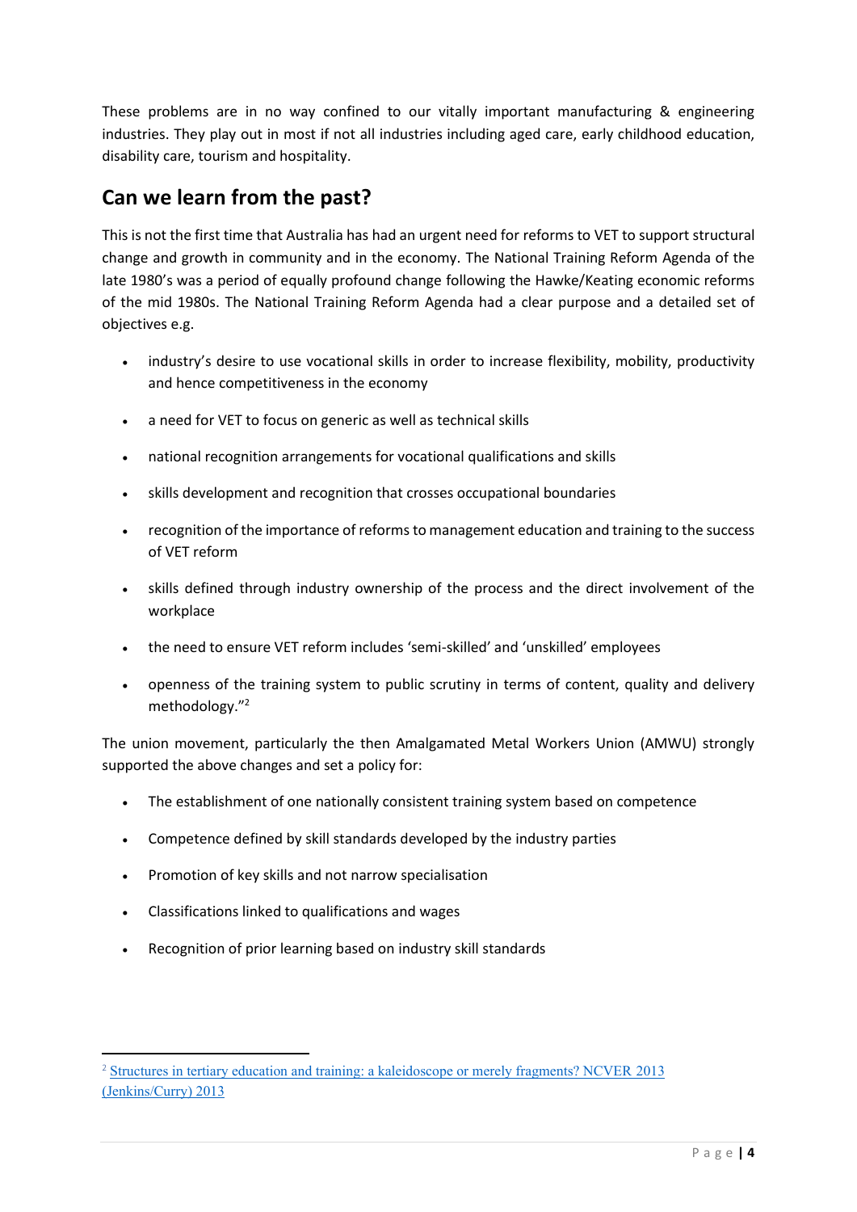These problems are in no way confined to our vitally important manufacturing & engineering industries. They play out in most if not all industries including aged care, early childhood education, disability care, tourism and hospitality.

## Can we learn from the past?

This is not the first time that Australia has had an urgent need for reforms to VET to support structural change and growth in community and in the economy. The National Training Reform Agenda of the late 1980's was a period of equally profound change following the Hawke/Keating economic reforms of the mid 1980s. The National Training Reform Agenda had a clear purpose and a detailed set of objectives e.g.

- industry's desire to use vocational skills in order to increase flexibility, mobility, productivity and hence competitiveness in the economy
- a need for VET to focus on generic as well as technical skills
- national recognition arrangements for vocational qualifications and skills
- skills development and recognition that crosses occupational boundaries
- recognition of the importance of reforms to management education and training to the success of VET reform
- skills defined through industry ownership of the process and the direct involvement of the workplace
- the need to ensure VET reform includes 'semi-skilled' and 'unskilled' employees
- openness of the training system to public scrutiny in terms of content, quality and delivery methodology."[2]

The union movement, particularly the then Amalgamated Metal Workers Union (AMWU) strongly supported the above changes and set a policy for:

- The establishment of one nationally consistent training system based on competence
- Competence defined by skill standards developed by the industry parties
- Promotion of key skills and not narrow specialisation
- Classifications linked to qualifications and wages
- Recognition of prior learning based on industry skill standards

---

[2] Structures in tertiary education and training: a kaleidoscope or merely fragments? NCVER 2013 (Jenkins/Curry) 2013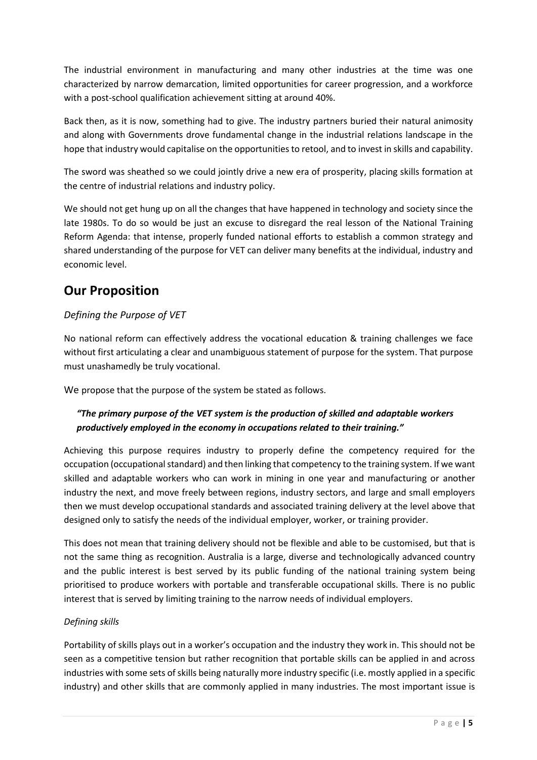The industrial environment in manufacturing and many other industries at the time was one characterized by narrow demarcation, limited opportunities for career progression, and a workforce with a post-school qualification achievement sitting at around 40%.

Back then, as it is now, something had to give. The industry partners buried their natural animosity and along with Governments drove fundamental change in the industrial relations landscape in the hope that industry would capitalise on the opportunities to retool, and to invest in skills and capability.

The sword was sheathed so we could jointly drive a new era of prosperity, placing skills formation at the centre of industrial relations and industry policy.

We should not get hung up on all the changes that have happened in technology and society since the late 1980s. To do so would be just an excuse to disregard the real lesson of the National Training Reform Agenda: that intense, properly funded national efforts to establish a common strategy and shared understanding of the purpose for VET can deliver many benefits at the individual, industry and economic level.

## Our Proposition

### *Defining the Purpose of VET*

No national reform can effectively address the vocational education & training challenges we face without first articulating a clear and unambiguous statement of purpose for the system. That purpose must unashamedly be truly vocational.

We propose that the purpose of the system be stated as follows.

> ***"The primary purpose of the VET system is the production of skilled and adaptable workers productively employed in the economy in occupations related to their training."***

Achieving this purpose requires industry to properly define the competency required for the occupation (occupational standard) and then linking that competency to the training system. If we want skilled and adaptable workers who can work in mining in one year and manufacturing or another industry the next, and move freely between regions, industry sectors, and large and small employers then we must develop occupational standards and associated training delivery at the level above that designed only to satisfy the needs of the individual employer, worker, or training provider.

This does not mean that training delivery should not be flexible and able to be customised, but that is not the same thing as recognition. Australia is a large, diverse and technologically advanced country and the public interest is best served by its public funding of the national training system being prioritised to produce workers with portable and transferable occupational skills. There is no public interest that is served by limiting training to the narrow needs of individual employers.

### *Defining skills*

Portability of skills plays out in a worker's occupation and the industry they work in. This should not be seen as a competitive tension but rather recognition that portable skills can be applied in and across industries with some sets of skills being naturally more industry specific (i.e. mostly applied in a specific industry) and other skills that are commonly applied in many industries. The most important issue is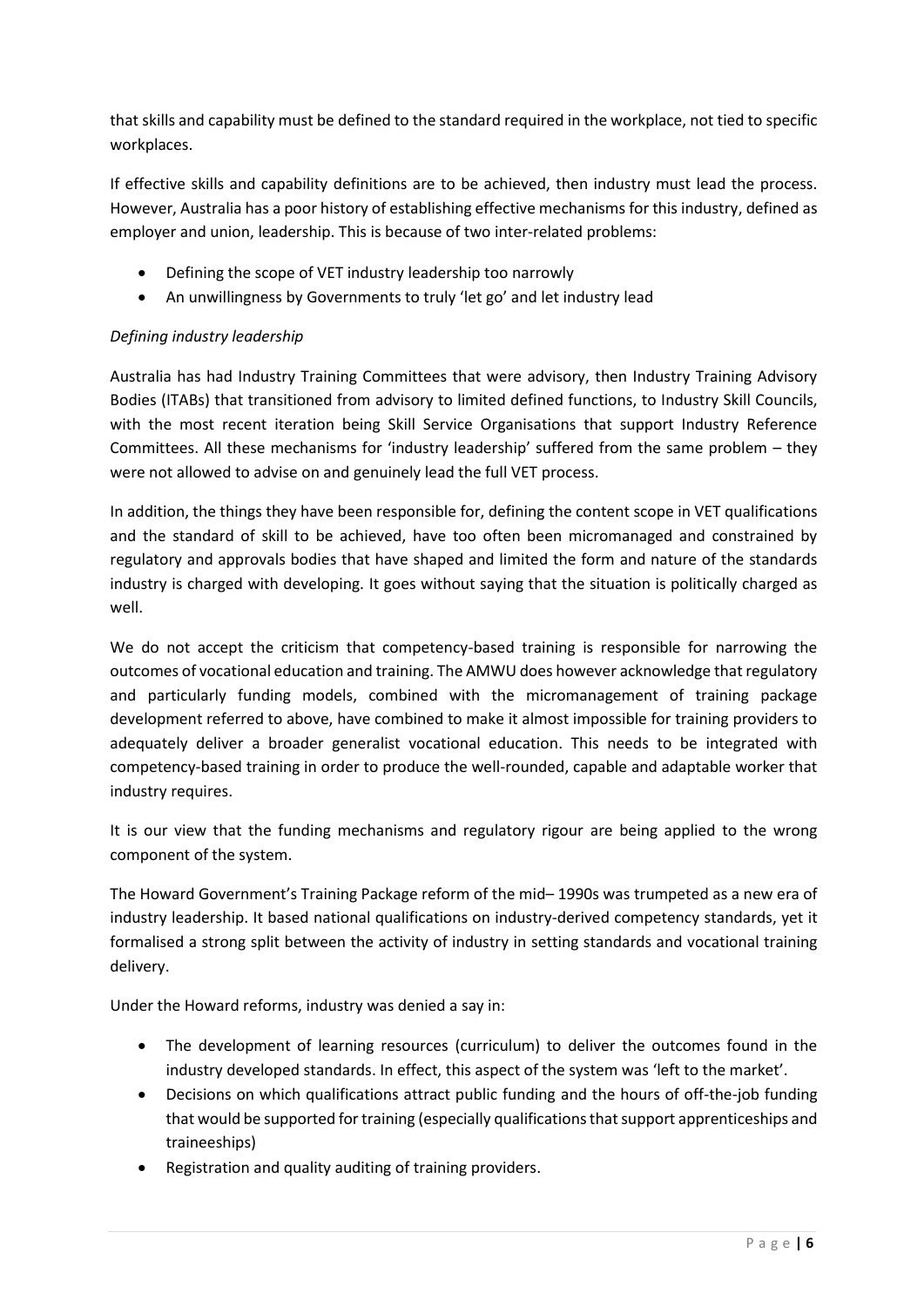that skills and capability must be defined to the standard required in the workplace, not tied to specific workplaces.

If effective skills and capability definitions are to be achieved, then industry must lead the process. However, Australia has a poor history of establishing effective mechanisms for this industry, defined as employer and union, leadership. This is because of two inter-related problems:

- Defining the scope of VET industry leadership too narrowly
- An unwillingness by Governments to truly 'let go' and let industry lead

*Defining industry leadership*

Australia has had Industry Training Committees that were advisory, then Industry Training Advisory Bodies (ITABs) that transitioned from advisory to limited defined functions, to Industry Skill Councils, with the most recent iteration being Skill Service Organisations that support Industry Reference Committees. All these mechanisms for 'industry leadership' suffered from the same problem – they were not allowed to advise on and genuinely lead the full VET process.

In addition, the things they have been responsible for, defining the content scope in VET qualifications and the standard of skill to be achieved, have too often been micromanaged and constrained by regulatory and approvals bodies that have shaped and limited the form and nature of the standards industry is charged with developing. It goes without saying that the situation is politically charged as well.

We do not accept the criticism that competency-based training is responsible for narrowing the outcomes of vocational education and training. The AMWU does however acknowledge that regulatory and particularly funding models, combined with the micromanagement of training package development referred to above, have combined to make it almost impossible for training providers to adequately deliver a broader generalist vocational education. This needs to be integrated with competency-based training in order to produce the well-rounded, capable and adaptable worker that industry requires.

It is our view that the funding mechanisms and regulatory rigour are being applied to the wrong component of the system.

The Howard Government's Training Package reform of the mid– 1990s was trumpeted as a new era of industry leadership. It based national qualifications on industry-derived competency standards, yet it formalised a strong split between the activity of industry in setting standards and vocational training delivery.

Under the Howard reforms, industry was denied a say in:

- The development of learning resources (curriculum) to deliver the outcomes found in the industry developed standards. In effect, this aspect of the system was 'left to the market'.
- Decisions on which qualifications attract public funding and the hours of off-the-job funding that would be supported for training (especially qualifications that support apprenticeships and traineeships)
- Registration and quality auditing of training providers.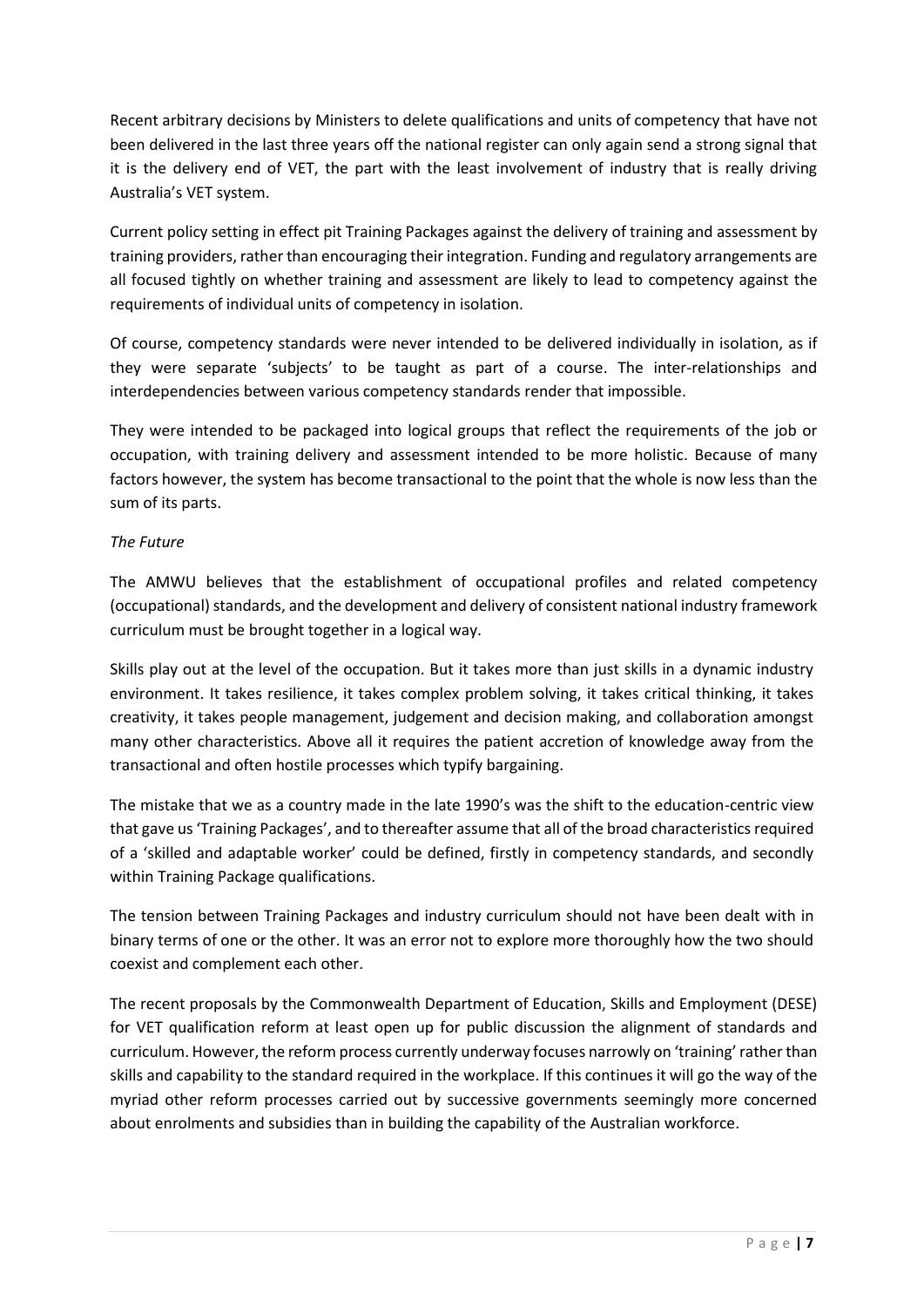Recent arbitrary decisions by Ministers to delete qualifications and units of competency that have not been delivered in the last three years off the national register can only again send a strong signal that it is the delivery end of VET, the part with the least involvement of industry that is really driving Australia's VET system.

Current policy setting in effect pit Training Packages against the delivery of training and assessment by training providers, rather than encouraging their integration. Funding and regulatory arrangements are all focused tightly on whether training and assessment are likely to lead to competency against the requirements of individual units of competency in isolation.

Of course, competency standards were never intended to be delivered individually in isolation, as if they were separate 'subjects' to be taught as part of a course. The inter-relationships and interdependencies between various competency standards render that impossible.

They were intended to be packaged into logical groups that reflect the requirements of the job or occupation, with training delivery and assessment intended to be more holistic. Because of many factors however, the system has become transactional to the point that the whole is now less than the sum of its parts.

*The Future*

The AMWU believes that the establishment of occupational profiles and related competency (occupational) standards, and the development and delivery of consistent national industry framework curriculum must be brought together in a logical way.

Skills play out at the level of the occupation. But it takes more than just skills in a dynamic industry environment. It takes resilience, it takes complex problem solving, it takes critical thinking, it takes creativity, it takes people management, judgement and decision making, and collaboration amongst many other characteristics. Above all it requires the patient accretion of knowledge away from the transactional and often hostile processes which typify bargaining.

The mistake that we as a country made in the late 1990's was the shift to the education-centric view that gave us 'Training Packages', and to thereafter assume that all of the broad characteristics required of a 'skilled and adaptable worker' could be defined, firstly in competency standards, and secondly within Training Package qualifications.

The tension between Training Packages and industry curriculum should not have been dealt with in binary terms of one or the other. It was an error not to explore more thoroughly how the two should coexist and complement each other.

The recent proposals by the Commonwealth Department of Education, Skills and Employment (DESE) for VET qualification reform at least open up for public discussion the alignment of standards and curriculum. However, the reform process currently underway focuses narrowly on 'training' rather than skills and capability to the standard required in the workplace. If this continues it will go the way of the myriad other reform processes carried out by successive governments seemingly more concerned about enrolments and subsidies than in building the capability of the Australian workforce.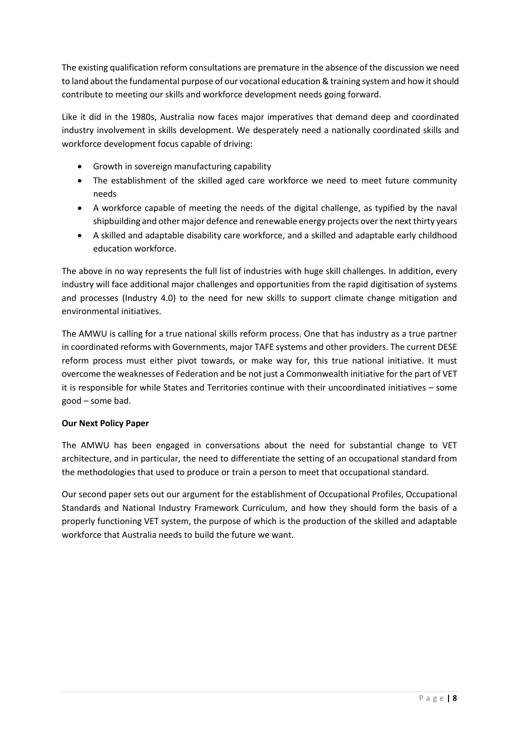The existing qualification reform consultations are premature in the absence of the discussion we need to land about the fundamental purpose of our vocational education & training system and how it should contribute to meeting our skills and workforce development needs going forward.

Like it did in the 1980s, Australia now faces major imperatives that demand deep and coordinated industry involvement in skills development. We desperately need a nationally coordinated skills and workforce development focus capable of driving:

- Growth in sovereign manufacturing capability
- The establishment of the skilled aged care workforce we need to meet future community needs
- A workforce capable of meeting the needs of the digital challenge, as typified by the naval shipbuilding and other major defence and renewable energy projects over the next thirty years
- A skilled and adaptable disability care workforce, and a skilled and adaptable early childhood education workforce.

The above in no way represents the full list of industries with huge skill challenges. In addition, every industry will face additional major challenges and opportunities from the rapid digitisation of systems and processes (Industry 4.0) to the need for new skills to support climate change mitigation and environmental initiatives.

The AMWU is calling for a true national skills reform process. One that has industry as a true partner in coordinated reforms with Governments, major TAFE systems and other providers. The current DESE reform process must either pivot towards, or make way for, this true national initiative. It must overcome the weaknesses of Federation and be not just a Commonwealth initiative for the part of VET it is responsible for while States and Territories continue with their uncoordinated initiatives – some good – some bad.

**Our Next Policy Paper**

The AMWU has been engaged in conversations about the need for substantial change to VET architecture, and in particular, the need to differentiate the setting of an occupational standard from the methodologies that used to produce or train a person to meet that occupational standard.

Our second paper sets out our argument for the establishment of Occupational Profiles, Occupational Standards and National Industry Framework Curriculum, and how they should form the basis of a properly functioning VET system, the purpose of which is the production of the skilled and adaptable workforce that Australia needs to build the future we want.